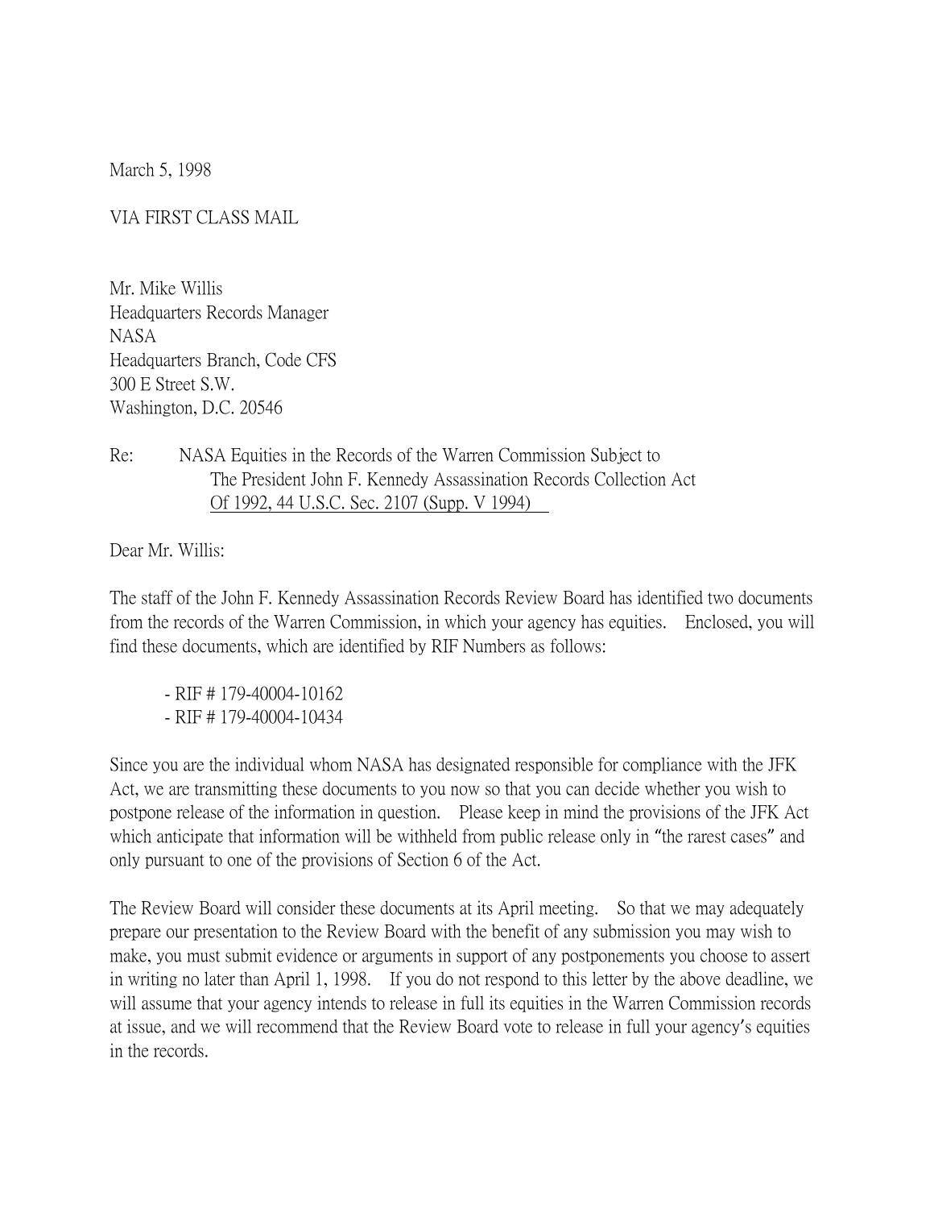March 5, 1998

VIA FIRST CLASS MAIL

Mr. Mike Willis
Headquarters Records Manager
NASA
Headquarters Branch, Code CFS
300 E Street S.W.
Washington, D.C. 20546

Re: NASA Equities in the Records of the Warren Commission Subject to The President John F. Kennedy Assassination Records Collection Act Of 1992, 44 U.S.C. Sec. 2107 (Supp. V 1994)

Dear Mr. Willis:

The staff of the John F. Kennedy Assassination Records Review Board has identified two documents from the records of the Warren Commission, in which your agency has equities. Enclosed, you will find these documents, which are identified by RIF Numbers as follows:

- RIF # 179-40004-10162
- RIF # 179-40004-10434

Since you are the individual whom NASA has designated responsible for compliance with the JFK Act, we are transmitting these documents to you now so that you can decide whether you wish to postpone release of the information in question. Please keep in mind the provisions of the JFK Act which anticipate that information will be withheld from public release only in "the rarest cases" and only pursuant to one of the provisions of Section 6 of the Act.

The Review Board will consider these documents at its April meeting. So that we may adequately prepare our presentation to the Review Board with the benefit of any submission you may wish to make, you must submit evidence or arguments in support of any postponements you choose to assert in writing no later than April 1, 1998. If you do not respond to this letter by the above deadline, we will assume that your agency intends to release in full its equities in the Warren Commission records at issue, and we will recommend that the Review Board vote to release in full your agency's equities in the records.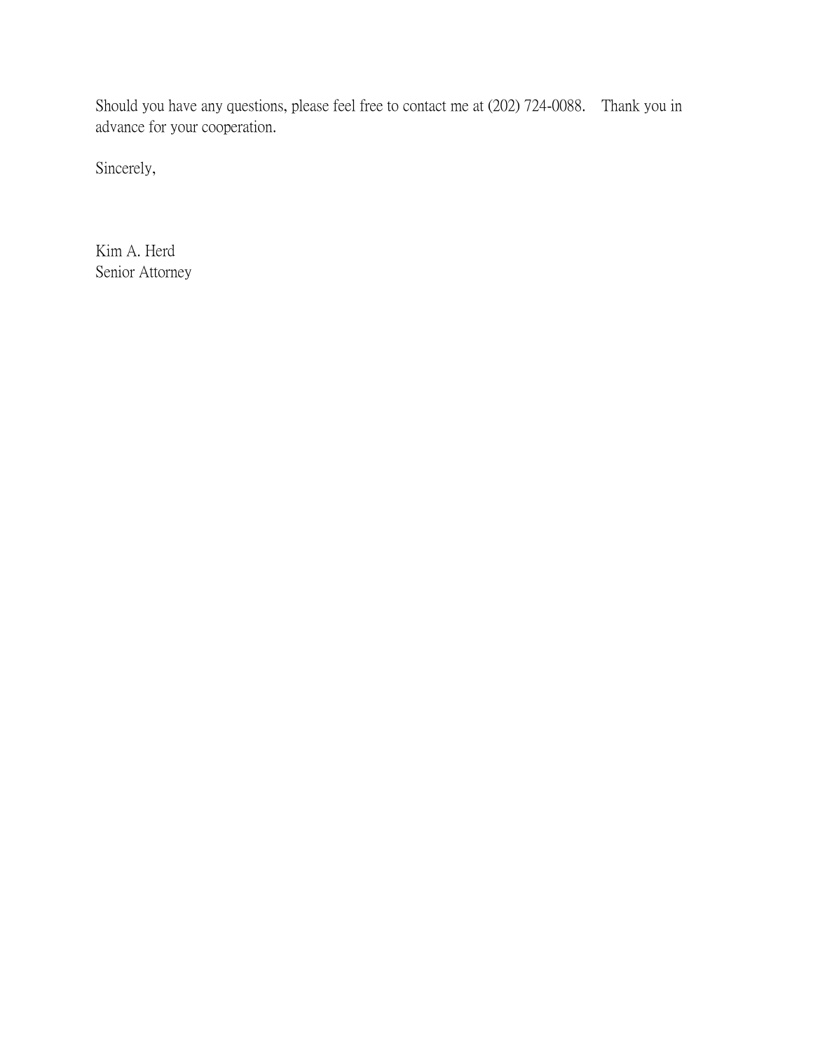Should you have any questions, please feel free to contact me at (202) 724-0088. Thank you in advance for your cooperation.

Sincerely,

Kim A. Herd
Senior Attorney